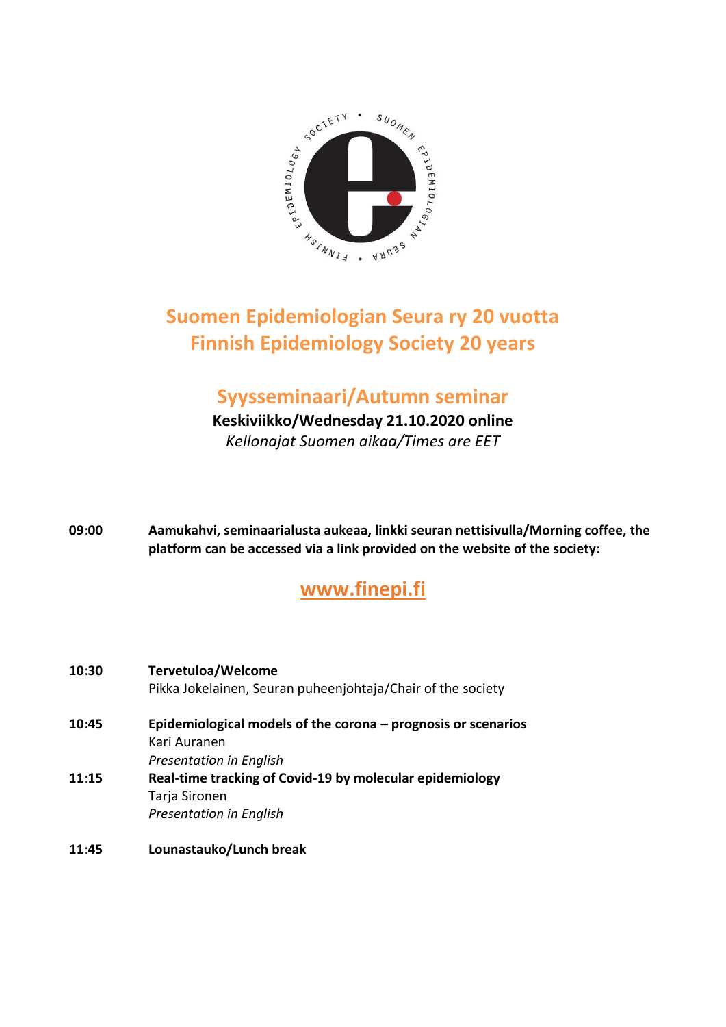# Suomen Epidemiologian Seura ry 20 vuotta
# Finnish Epidemiology Society 20 years

## Syysseminaari/Autumn seminar

**Keskiviikko/Wednesday 21.10.2020 online**

*Kellonajat Suomen aikaa/Times are EET*

**09:00** **Aamukahvi, seminaarialusta aukeaa, linkki seuran nettisivulla/Morning coffee, the platform can be accessed via a link provided on the website of the society:**

**www.finepi.fi**

**10:30** **Tervetuloa/Welcome**
Pikka Jokelainen, Seuran puheenjohtaja/Chair of the society

**10:45** **Epidemiological models of the corona – prognosis or scenarios**
Kari Auranen
*Presentation in English*

**11:15** **Real-time tracking of Covid-19 by molecular epidemiology**
Tarja Sironen
*Presentation in English*

**11:45** **Lounastauko/Lunch break**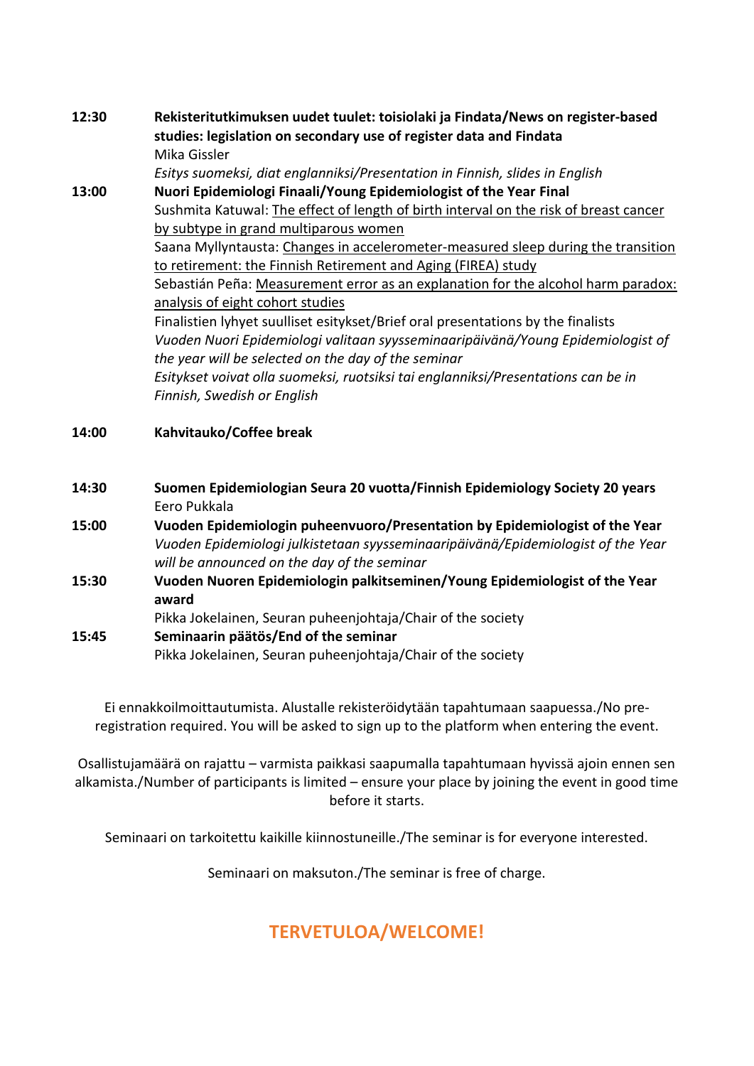**12:30** **Rekisteritutkimuksen uudet tuulet: toisiolaki ja Findata/News on register-based studies: legislation on secondary use of register data and Findata**
Mika Gissler
*Esitys suomeksi, diat englanniksi/Presentation in Finnish, slides in English*

**13:00** **Nuori Epidemiologi Finaali/Young Epidemiologist of the Year Final**
Sushmita Katuwal: The effect of length of birth interval on the risk of breast cancer by subtype in grand multiparous women
Saana Myllyntausta: Changes in accelerometer-measured sleep during the transition to retirement: the Finnish Retirement and Aging (FIREA) study
Sebastián Peña: Measurement error as an explanation for the alcohol harm paradox: analysis of eight cohort studies
Finalistien lyhyet suulliset esitykset/Brief oral presentations by the finalists
*Vuoden Nuori Epidemiologi valitaan syysseminaaripäivänä/Young Epidemiologist of the year will be selected on the day of the seminar*
*Esitykset voivat olla suomeksi, ruotsiksi tai englanniksi/Presentations can be in Finnish, Swedish or English*

**14:00** **Kahvitauko/Coffee break**

**14:30** **Suomen Epidemiologian Seura 20 vuotta/Finnish Epidemiology Society 20 years**
Eero Pukkala

**15:00** **Vuoden Epidemiologin puheenvuoro/Presentation by Epidemiologist of the Year**
*Vuoden Epidemiologi julkistetaan syysseminaaripäivänä/Epidemiologist of the Year will be announced on the day of the seminar*

**15:30** **Vuoden Nuoren Epidemiologin palkitseminen/Young Epidemiologist of the Year award**
Pikka Jokelainen, Seuran puheenjohtaja/Chair of the society

**15:45** **Seminaarin päätös/End of the seminar**
Pikka Jokelainen, Seuran puheenjohtaja/Chair of the society

Ei ennakkoilmoittautumista. Alustalle rekisteröidytään tapahtumaan saapuessa./No pre-registration required. You will be asked to sign up to the platform when entering the event.

Osallistujamäärä on rajattu – varmista paikkasi saapumalla tapahtumaan hyvissä ajoin ennen sen alkamista./Number of participants is limited – ensure your place by joining the event in good time before it starts.

Seminaari on tarkoitettu kaikille kiinnostuneille./The seminar is for everyone interested.

Seminaari on maksuton./The seminar is free of charge.

## TERVETULOA/WELCOME!